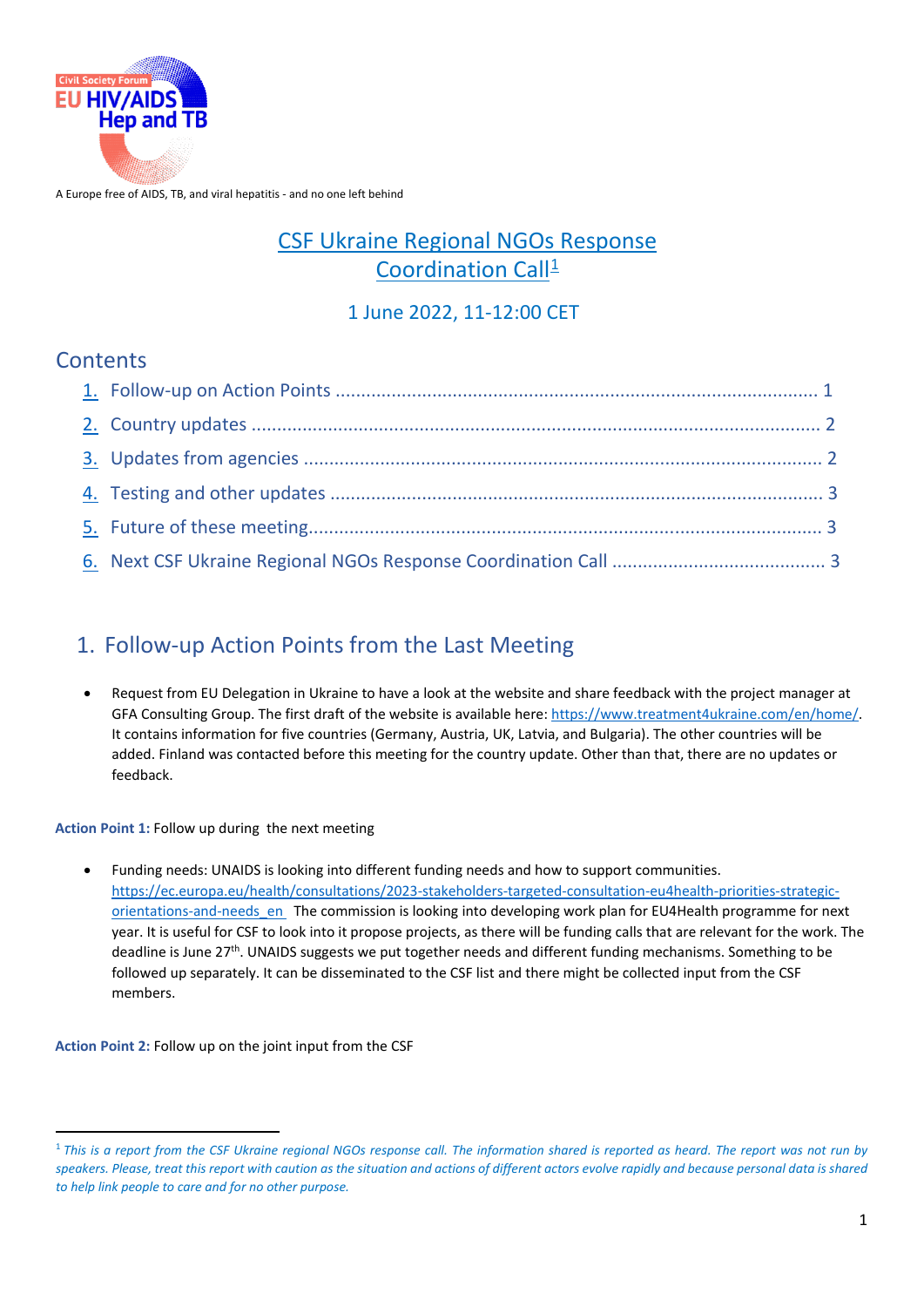Civil Society Forum
EU HIV/AIDS Hep and TB

A Europe free of AIDS, TB, and viral hepatitis - and no one left behind

# CSF Ukraine Regional NGOs Response Coordination Call[1]

1 June 2022, 11-12:00 CET

## Contents

1. Follow-up on Action Points ........................................................................................ 1
2. Country updates ........................................................................................................ 2
3. Updates from agencies .............................................................................................. 2
4. Testing and other updates ......................................................................................... 3
5. Future of these meeting............................................................................................. 3
6. Next CSF Ukraine Regional NGOs Response Coordination Call ........................................ 3

## 1. Follow-up Action Points from the Last Meeting

- Request from EU Delegation in Ukraine to have a look at the website and share feedback with the project manager at GFA Consulting Group. The first draft of the website is available here: https://www.treatment4ukraine.com/en/home/. It contains information for five countries (Germany, Austria, UK, Latvia, and Bulgaria). The other countries will be added. Finland was contacted before this meeting for the country update. Other than that, there are no updates or feedback.

**Action Point 1:** Follow up during the next meeting

- Funding needs: UNAIDS is looking into different funding needs and how to support communities. https://ec.europa.eu/health/consultations/2023-stakeholders-targeted-consultation-eu4health-priorities-strategic-orientations-and-needs_en The commission is looking into developing work plan for EU4Health programme for next year. It is useful for CSF to look into it propose projects, as there will be funding calls that are relevant for the work. The deadline is June 27th. UNAIDS suggests we put together needs and different funding mechanisms. Something to be followed up separately. It can be disseminated to the CSF list and there might be collected input from the CSF members.

**Action Point 2:** Follow up on the joint input from the CSF

---

[1] *This is a report from the CSF Ukraine regional NGOs response call. The information shared is reported as heard. The report was not run by speakers. Please, treat this report with caution as the situation and actions of different actors evolve rapidly and because personal data is shared to help link people to care and for no other purpose.*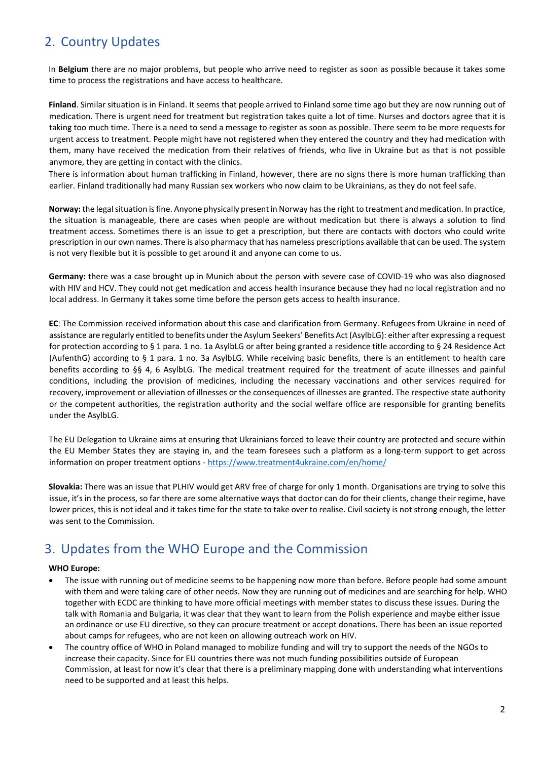## 2. Country Updates

In **Belgium** there are no major problems, but people who arrive need to register as soon as possible because it takes some time to process the registrations and have access to healthcare.

**Finland**. Similar situation is in Finland. It seems that people arrived to Finland some time ago but they are now running out of medication. There is urgent need for treatment but registration takes quite a lot of time. Nurses and doctors agree that it is taking too much time. There is a need to send a message to register as soon as possible. There seem to be more requests for urgent access to treatment. People might have not registered when they entered the country and they had medication with them, many have received the medication from their relatives of friends, who live in Ukraine but as that is not possible anymore, they are getting in contact with the clinics.
There is information about human trafficking in Finland, however, there are no signs there is more human trafficking than earlier. Finland traditionally had many Russian sex workers who now claim to be Ukrainians, as they do not feel safe.

**Norway:** the legal situation is fine. Anyone physically present in Norway has the right to treatment and medication. In practice, the situation is manageable, there are cases when people are without medication but there is always a solution to find treatment access. Sometimes there is an issue to get a prescription, but there are contacts with doctors who could write prescription in our own names. There is also pharmacy that has nameless prescriptions available that can be used. The system is not very flexible but it is possible to get around it and anyone can come to us.

**Germany:** there was a case brought up in Munich about the person with severe case of COVID-19 who was also diagnosed with HIV and HCV. They could not get medication and access health insurance because they had no local registration and no local address. In Germany it takes some time before the person gets access to health insurance.

**EC**: The Commission received information about this case and clarification from Germany. Refugees from Ukraine in need of assistance are regularly entitled to benefits under the Asylum Seekers' Benefits Act (AsylbLG): either after expressing a request for protection according to § 1 para. 1 no. 1a AsylbLG or after being granted a residence title according to § 24 Residence Act (AufenthG) according to § 1 para. 1 no. 3a AsylbLG. While receiving basic benefits, there is an entitlement to health care benefits according to §§ 4, 6 AsylbLG. The medical treatment required for the treatment of acute illnesses and painful conditions, including the provision of medicines, including the necessary vaccinations and other services required for recovery, improvement or alleviation of illnesses or the consequences of illnesses are granted. The respective state authority or the competent authorities, the registration authority and the social welfare office are responsible for granting benefits under the AsylbLG.

The EU Delegation to Ukraine aims at ensuring that Ukrainians forced to leave their country are protected and secure within the EU Member States they are staying in, and the team foresees such a platform as a long-term support to get across information on proper treatment options - https://www.treatment4ukraine.com/en/home/

**Slovakia:** There was an issue that PLHIV would get ARV free of charge for only 1 month. Organisations are trying to solve this issue, it's in the process, so far there are some alternative ways that doctor can do for their clients, change their regime, have lower prices, this is not ideal and it takes time for the state to take over to realise. Civil society is not strong enough, the letter was sent to the Commission.

## 3. Updates from the WHO Europe and the Commission

**WHO Europe:**

- The issue with running out of medicine seems to be happening now more than before. Before people had some amount with them and were taking care of other needs. Now they are running out of medicines and are searching for help. WHO together with ECDC are thinking to have more official meetings with member states to discuss these issues. During the talk with Romania and Bulgaria, it was clear that they want to learn from the Polish experience and maybe either issue an ordinance or use EU directive, so they can procure treatment or accept donations. There has been an issue reported about camps for refugees, who are not keen on allowing outreach work on HIV.
- The country office of WHO in Poland managed to mobilize funding and will try to support the needs of the NGOs to increase their capacity. Since for EU countries there was not much funding possibilities outside of European Commission, at least for now it's clear that there is a preliminary mapping done with understanding what interventions need to be supported and at least this helps.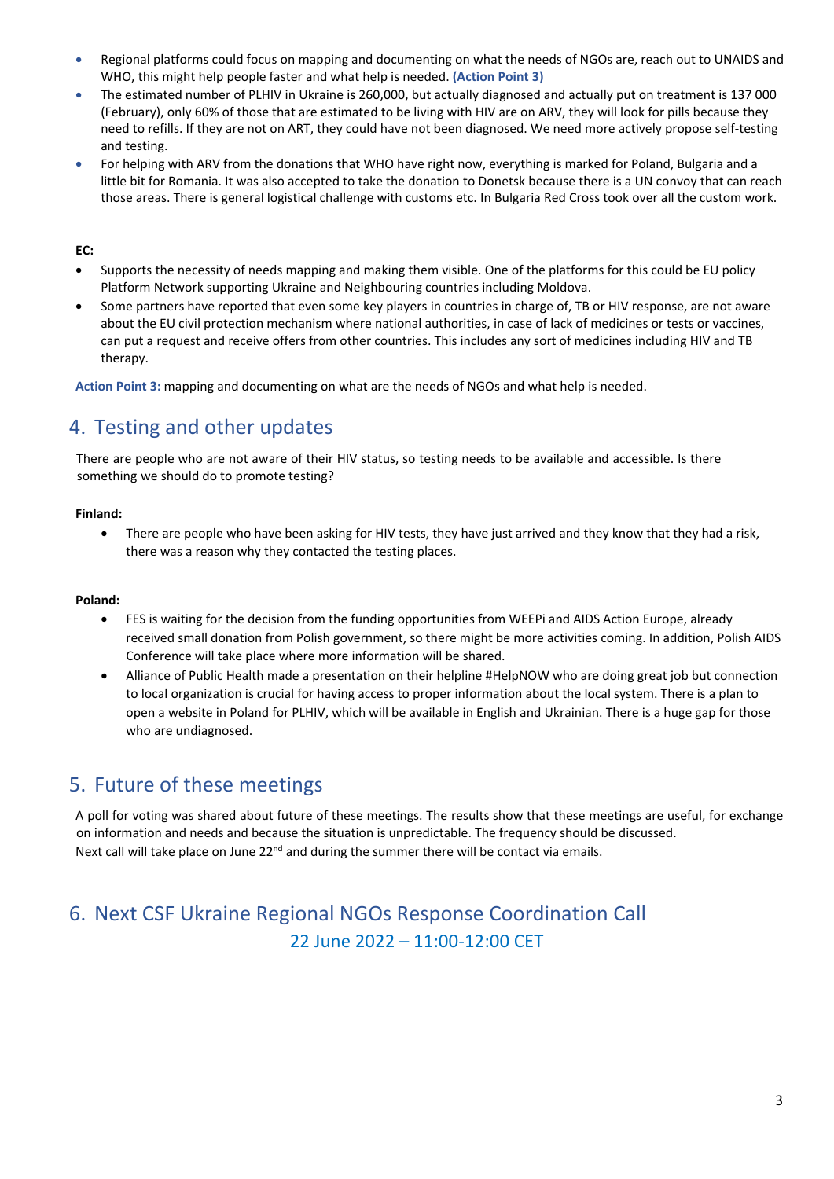- Regional platforms could focus on mapping and documenting on what the needs of NGOs are, reach out to UNAIDS and WHO, this might help people faster and what help is needed. **(Action Point 3)**
- The estimated number of PLHIV in Ukraine is 260,000, but actually diagnosed and actually put on treatment is 137 000 (February), only 60% of those that are estimated to be living with HIV are on ARV, they will look for pills because they need to refills. If they are not on ART, they could have not been diagnosed. We need more actively propose self-testing and testing.
- For helping with ARV from the donations that WHO have right now, everything is marked for Poland, Bulgaria and a little bit for Romania. It was also accepted to take the donation to Donetsk because there is a UN convoy that can reach those areas. There is general logistical challenge with customs etc. In Bulgaria Red Cross took over all the custom work.

**EC:**

- Supports the necessity of needs mapping and making them visible. One of the platforms for this could be EU policy Platform Network supporting Ukraine and Neighbouring countries including Moldova.
- Some partners have reported that even some key players in countries in charge of, TB or HIV response, are not aware about the EU civil protection mechanism where national authorities, in case of lack of medicines or tests or vaccines, can put a request and receive offers from other countries. This includes any sort of medicines including HIV and TB therapy.

**Action Point 3:** mapping and documenting on what are the needs of NGOs and what help is needed.

## 4. Testing and other updates

There are people who are not aware of their HIV status, so testing needs to be available and accessible. Is there something we should do to promote testing?

**Finland:**

- There are people who have been asking for HIV tests, they have just arrived and they know that they had a risk, there was a reason why they contacted the testing places.

**Poland:**

- FES is waiting for the decision from the funding opportunities from WEEPi and AIDS Action Europe, already received small donation from Polish government, so there might be more activities coming. In addition, Polish AIDS Conference will take place where more information will be shared.
- Alliance of Public Health made a presentation on their helpline #HelpNOW who are doing great job but connection to local organization is crucial for having access to proper information about the local system. There is a plan to open a website in Poland for PLHIV, which will be available in English and Ukrainian. There is a huge gap for those who are undiagnosed.

## 5. Future of these meetings

A poll for voting was shared about future of these meetings. The results show that these meetings are useful, for exchange on information and needs and because the situation is unpredictable. The frequency should be discussed.
Next call will take place on June 22nd and during the summer there will be contact via emails.

## 6. Next CSF Ukraine Regional NGOs Response Coordination Call

22 June 2022 – 11:00-12:00 CET